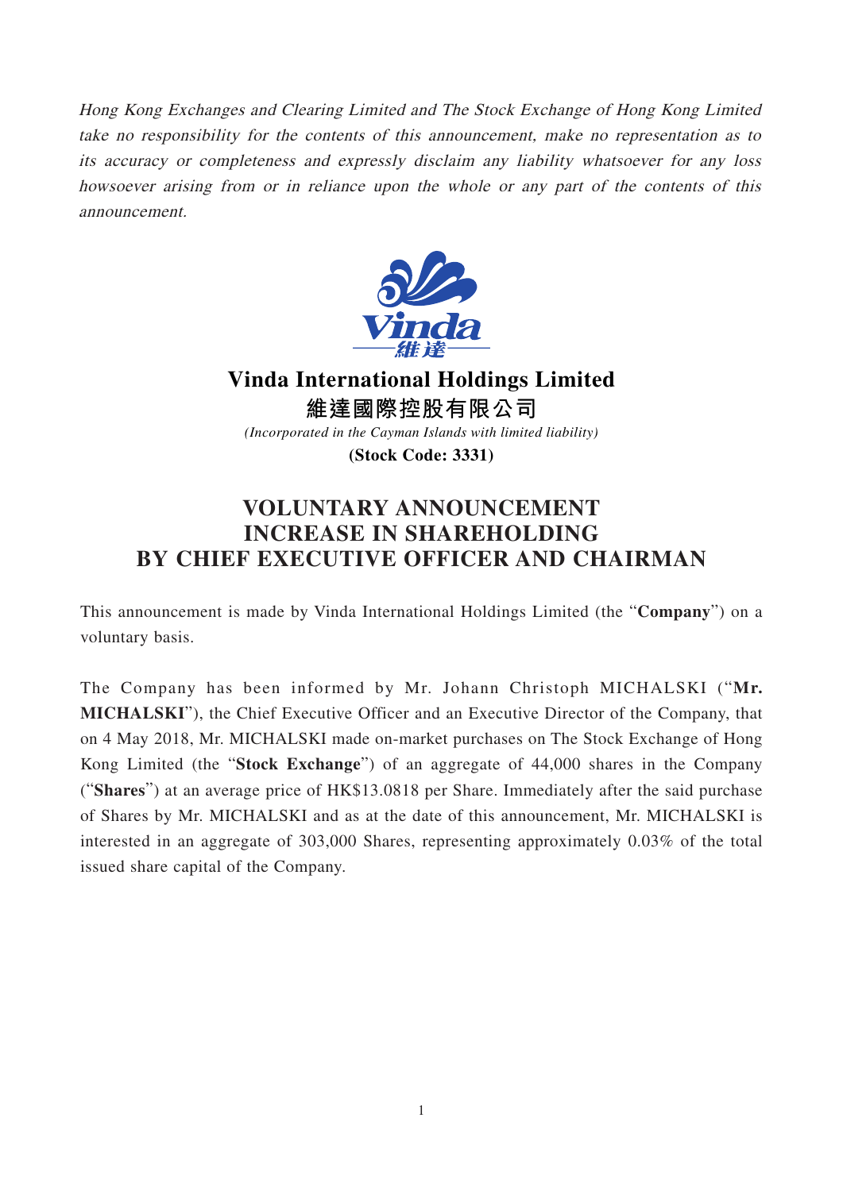*Hong Kong Exchanges and Clearing Limited and The Stock Exchange of Hong Kong Limited take no responsibility for the contents of this announcement, make no representation as to its accuracy or completeness and expressly disclaim any liability whatsoever for any loss howsoever arising from or in reliance upon the whole or any part of the contents of this announcement.*

# Vinda International Holdings Limited
# 維達國際控股有限公司

*(Incorporated in the Cayman Islands with limited liability)*

**(Stock Code: 3331)**

## VOLUNTARY ANNOUNCEMENT
## INCREASE IN SHAREHOLDING
## BY CHIEF EXECUTIVE OFFICER AND CHAIRMAN

This announcement is made by Vinda International Holdings Limited (the "**Company**") on a voluntary basis.

The Company has been informed by Mr. Johann Christoph MICHALSKI ("**Mr. MICHALSKI**"), the Chief Executive Officer and an Executive Director of the Company, that on 4 May 2018, Mr. MICHALSKI made on-market purchases on The Stock Exchange of Hong Kong Limited (the "**Stock Exchange**") of an aggregate of 44,000 shares in the Company ("**Shares**") at an average price of HK$13.0818 per Share. Immediately after the said purchase of Shares by Mr. MICHALSKI and as at the date of this announcement, Mr. MICHALSKI is interested in an aggregate of 303,000 Shares, representing approximately 0.03% of the total issued share capital of the Company.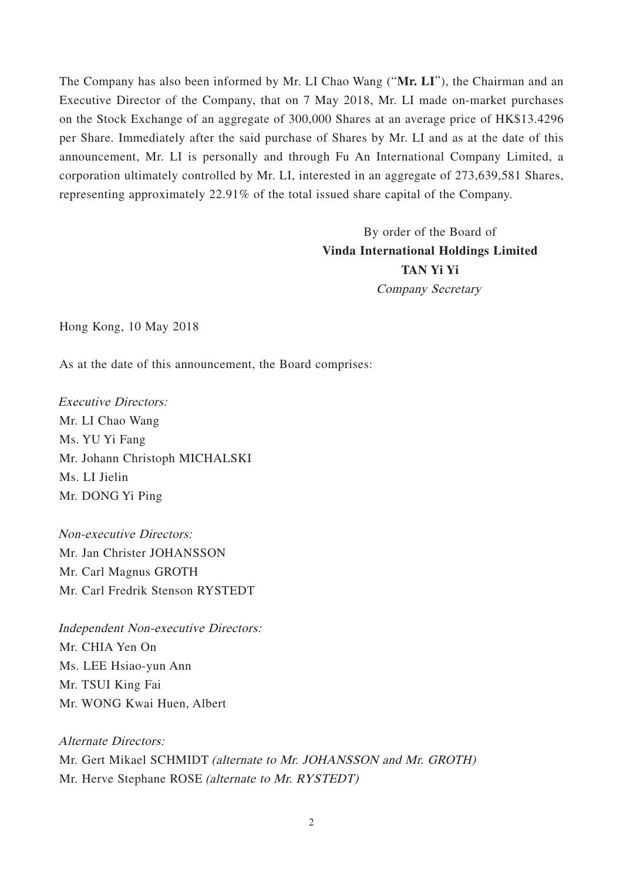The Company has also been informed by Mr. LI Chao Wang ("**Mr. LI**"), the Chairman and an Executive Director of the Company, that on 7 May 2018, Mr. LI made on-market purchases on the Stock Exchange of an aggregate of 300,000 Shares at an average price of HK$13.4296 per Share. Immediately after the said purchase of Shares by Mr. LI and as at the date of this announcement, Mr. LI is personally and through Fu An International Company Limited, a corporation ultimately controlled by Mr. LI, interested in an aggregate of 273,639,581 Shares, representing approximately 22.91% of the total issued share capital of the Company.

By order of the Board of
**Vinda International Holdings Limited**
**TAN Yi Yi**
*Company Secretary*

Hong Kong, 10 May 2018

As at the date of this announcement, the Board comprises:

*Executive Directors:*
Mr. LI Chao Wang
Ms. YU Yi Fang
Mr. Johann Christoph MICHALSKI
Ms. LI Jielin
Mr. DONG Yi Ping

*Non-executive Directors:*
Mr. Jan Christer JOHANSSON
Mr. Carl Magnus GROTH
Mr. Carl Fredrik Stenson RYSTEDT

*Independent Non-executive Directors:*
Mr. CHIA Yen On
Ms. LEE Hsiao-yun Ann
Mr. TSUI King Fai
Mr. WONG Kwai Huen, Albert

*Alternate Directors:*
Mr. Gert Mikael SCHMIDT *(alternate to Mr. JOHANSSON and Mr. GROTH)*
Mr. Herve Stephane ROSE *(alternate to Mr. RYSTEDT)*